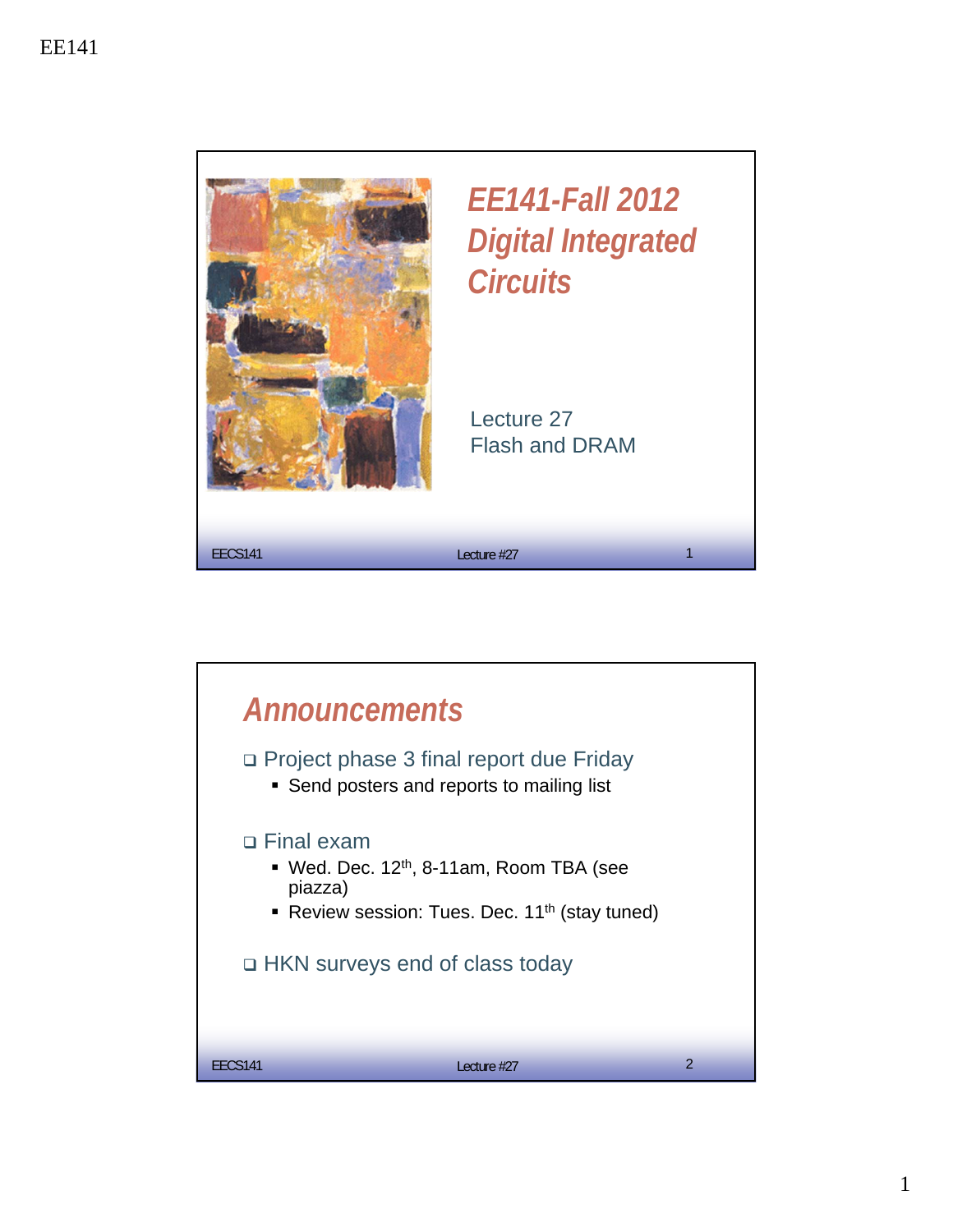# EE141-Fall 2012 Digital Integrated Circuits

Lecture 27
Flash and DRAM

## Announcements

- Project phase 3 final report due Friday
  - Send posters and reports to mailing list
- Final exam
  - Wed. Dec. 12th, 8-11am, Room TBA (see piazza)
  - Review session: Tues. Dec. 11th (stay tuned)
- HKN surveys end of class today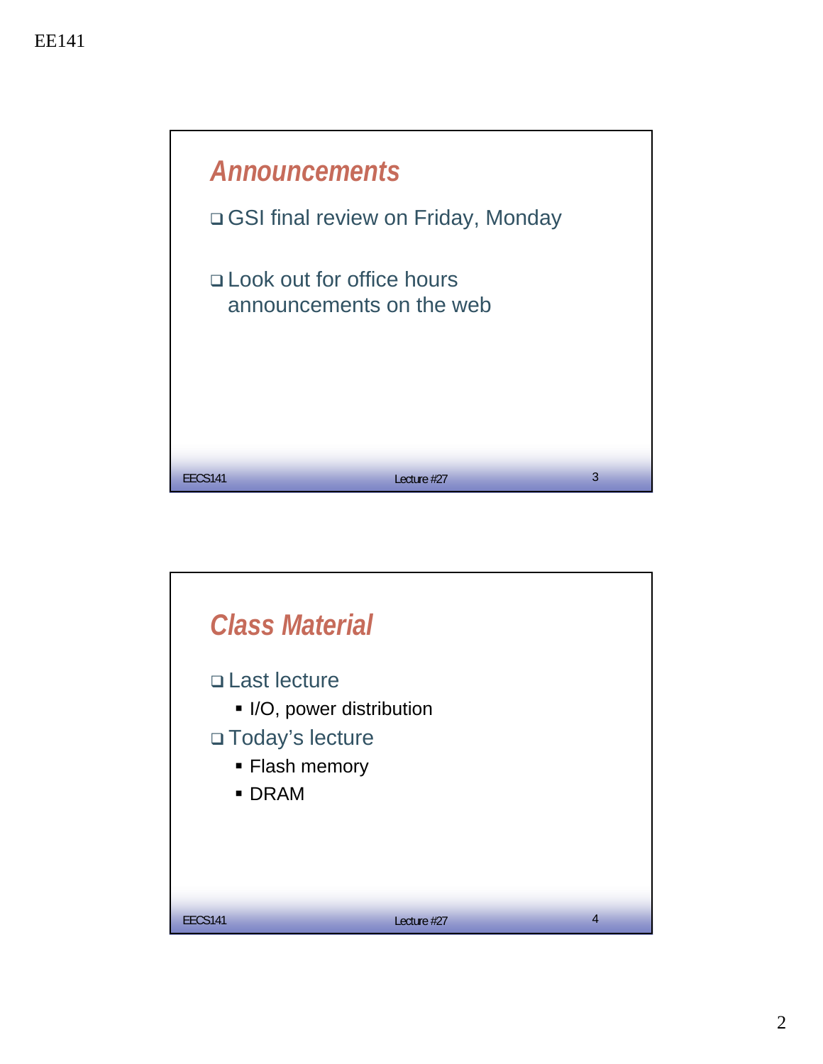## Announcements

- GSI final review on Friday, Monday
- Look out for office hours announcements on the web

## Class Material

- Last lecture
  - I/O, power distribution
- Today's lecture
  - Flash memory
  - DRAM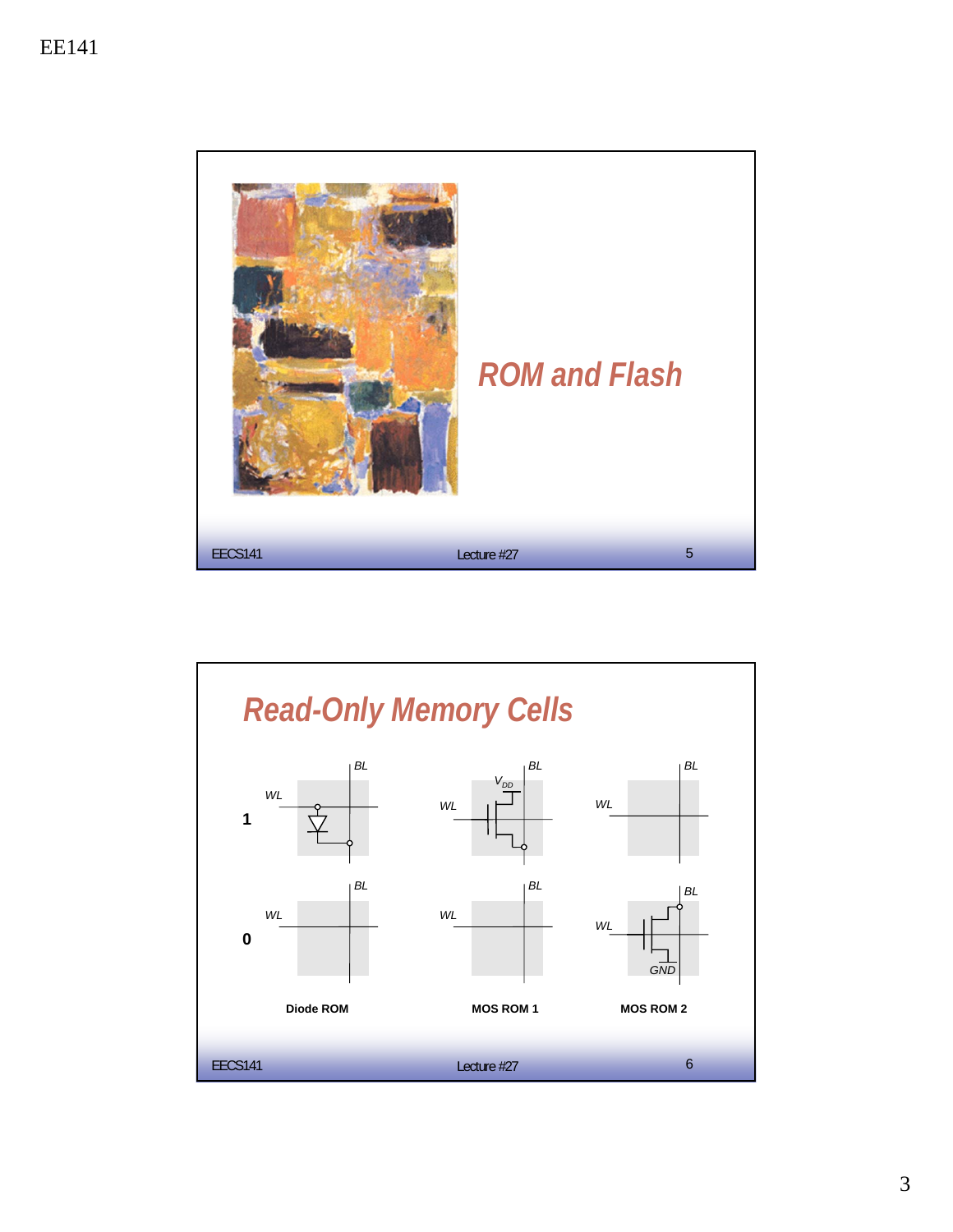## ROM and Flash

## Read-Only Memory Cells

| | Diode ROM | MOS ROM 1 | MOS ROM 2 |
|---|---|---|---|
| 1 | WL, BL, diode | WL, BL, $V_{DD}$ | WL, BL |
| 0 | WL, BL | WL, BL | WL, BL, GND |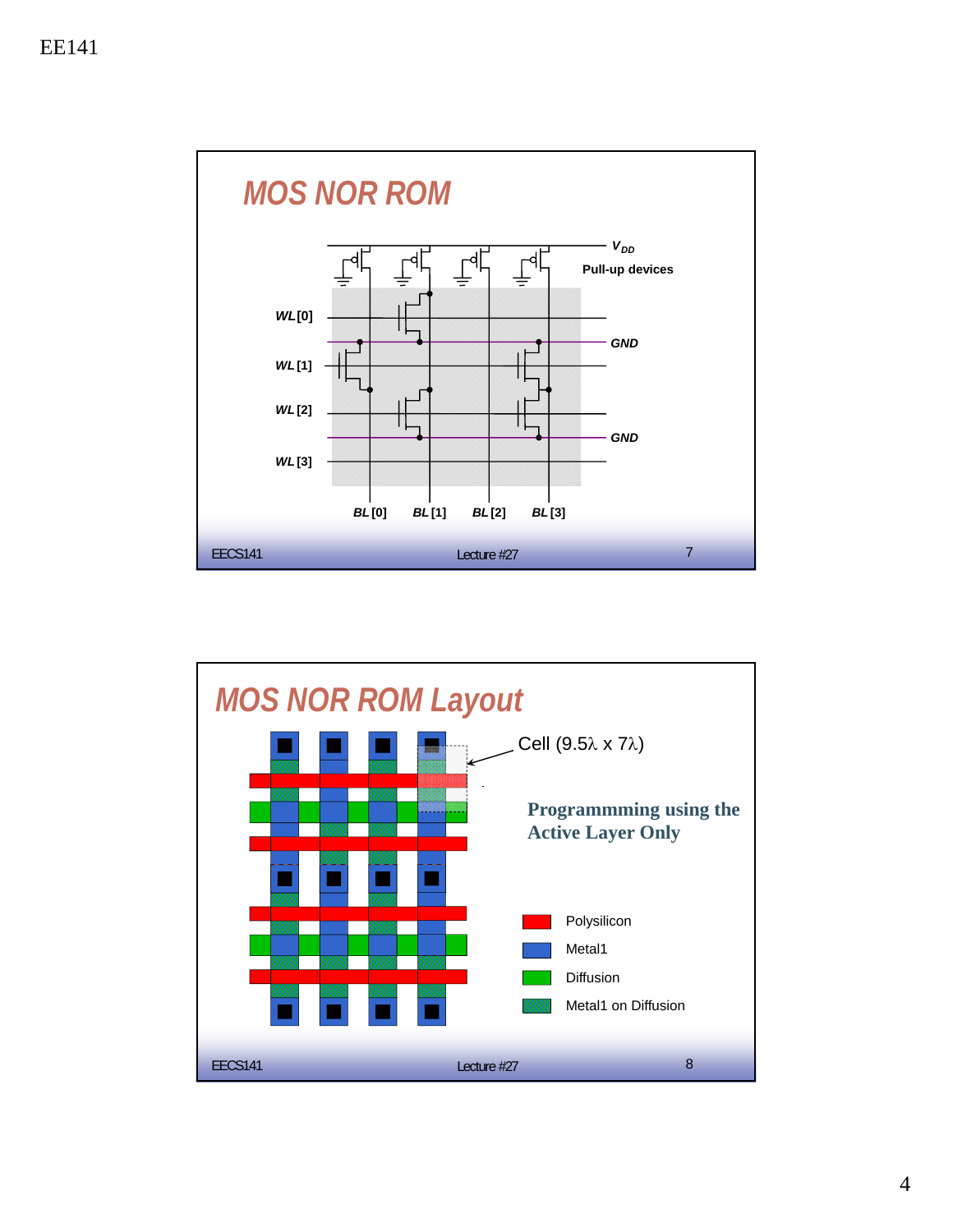## MOS NOR ROM

$V_{DD}$

Pull-up devices

*WL* [0]

*WL* [1]

*WL* [2]

*WL* [3]

GND

GND

*BL* [0] *BL* [1] *BL* [2] *BL* [3]

## MOS NOR ROM Layout

Cell (9.5λ x 7λ)

**Programmming using the Active Layer Only**

- Polysilicon
- Metal1
- Diffusion
- Metal1 on Diffusion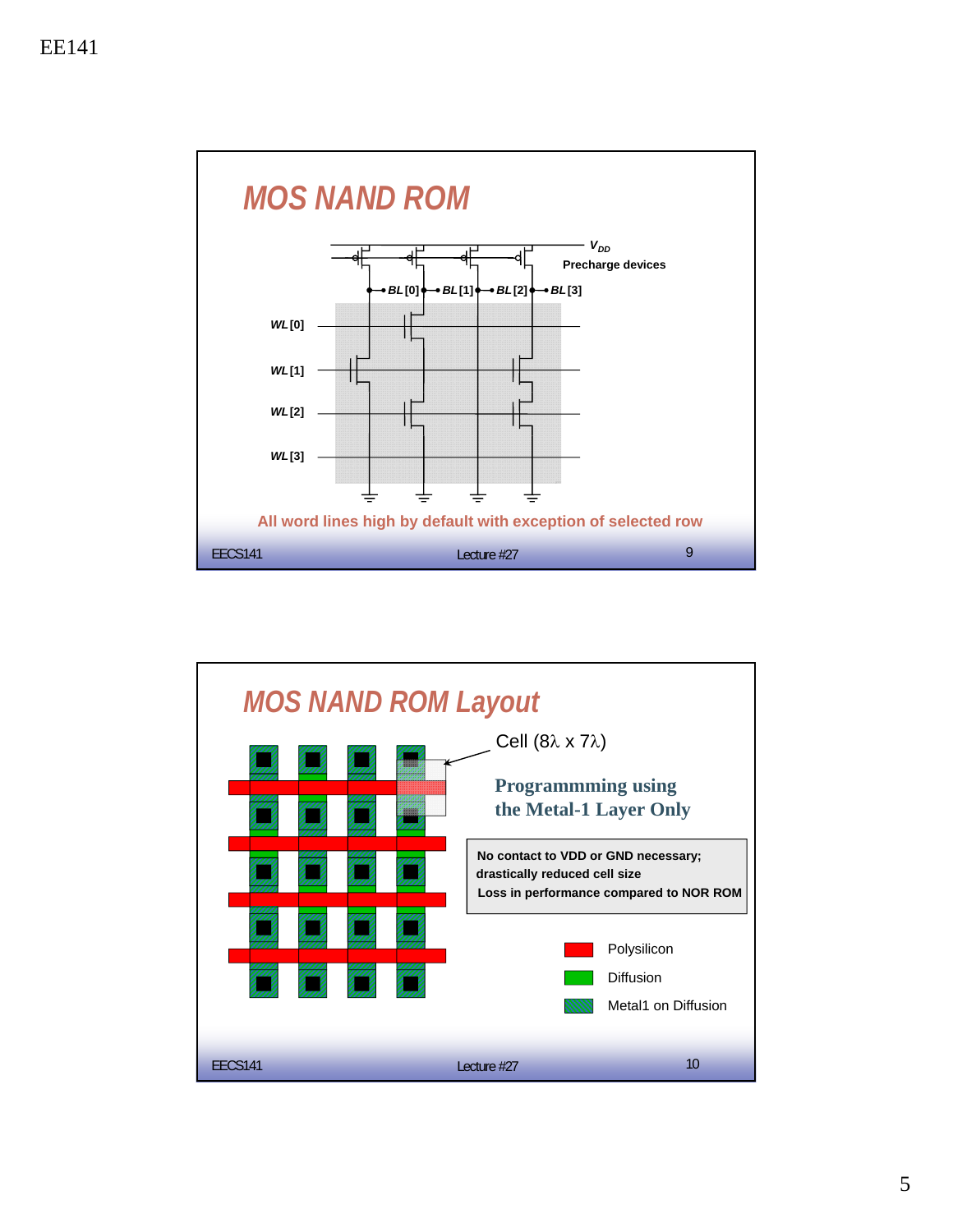## MOS NAND ROM

$V_{DD}$

Precharge devices

*BL* [0] *BL* [1] *BL* [2] *BL* [3]

*WL* [0]

*WL* [1]

*WL* [2]

*WL* [3]

All word lines high by default with exception of selected row

## MOS NAND ROM Layout

Cell (8λ x 7λ)

**Programmming using the Metal-1 Layer Only**

No contact to VDD or GND necessary; drastically reduced cell size
Loss in performance compared to NOR ROM

Polysilicon

Diffusion

Metal1 on Diffusion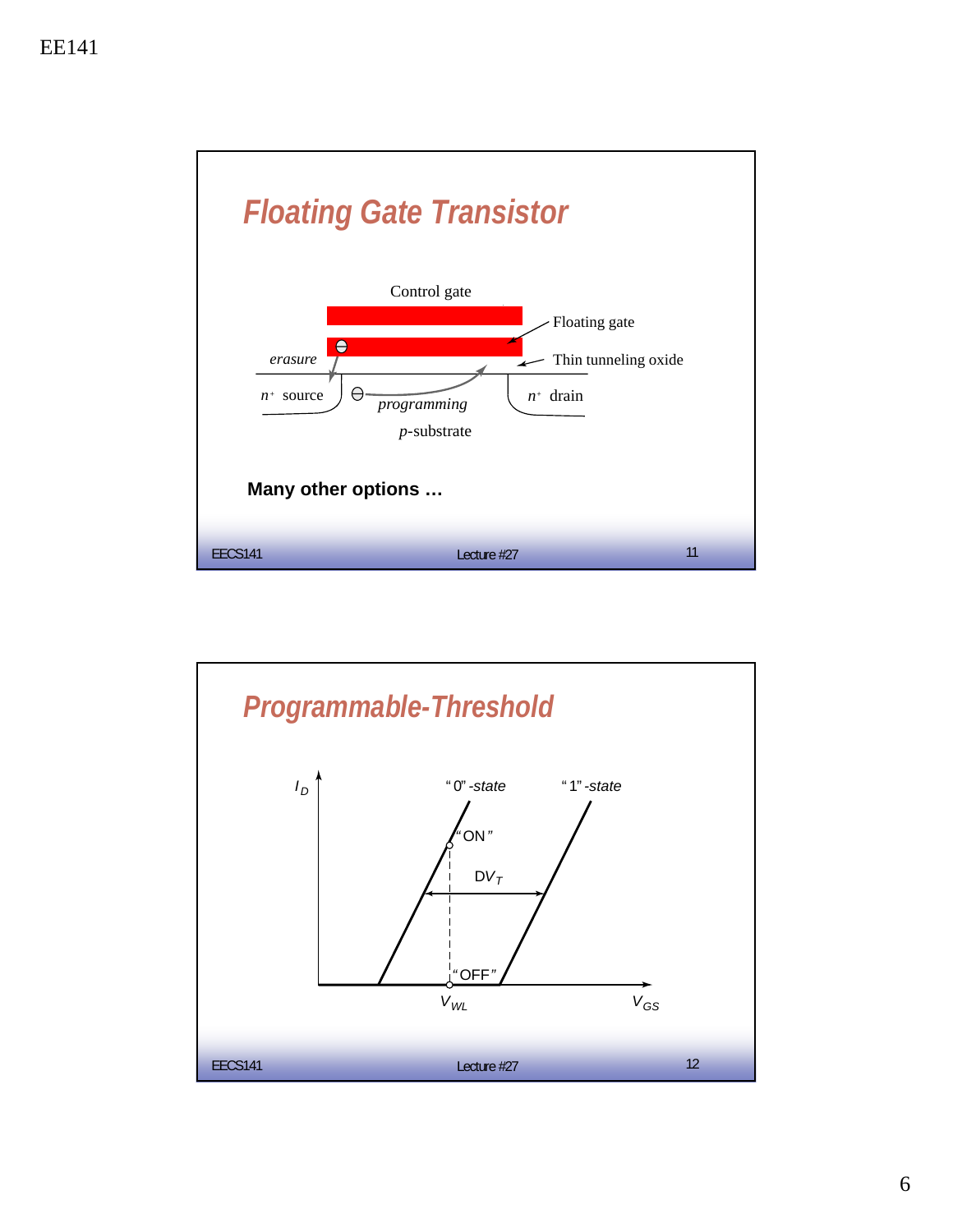## Floating Gate Transistor

Control gate

Floating gate

Thin tunneling oxide

*erasure*

$n^+$ source

*programming*

$n^+$ drain

$p$-substrate

**Many other options …**

## Programmable-Threshold

$I_D$

"0" -*state*

"1" -*state*

"ON"

$DV_T$

"OFF"

$V_{WL}$

$V_{GS}$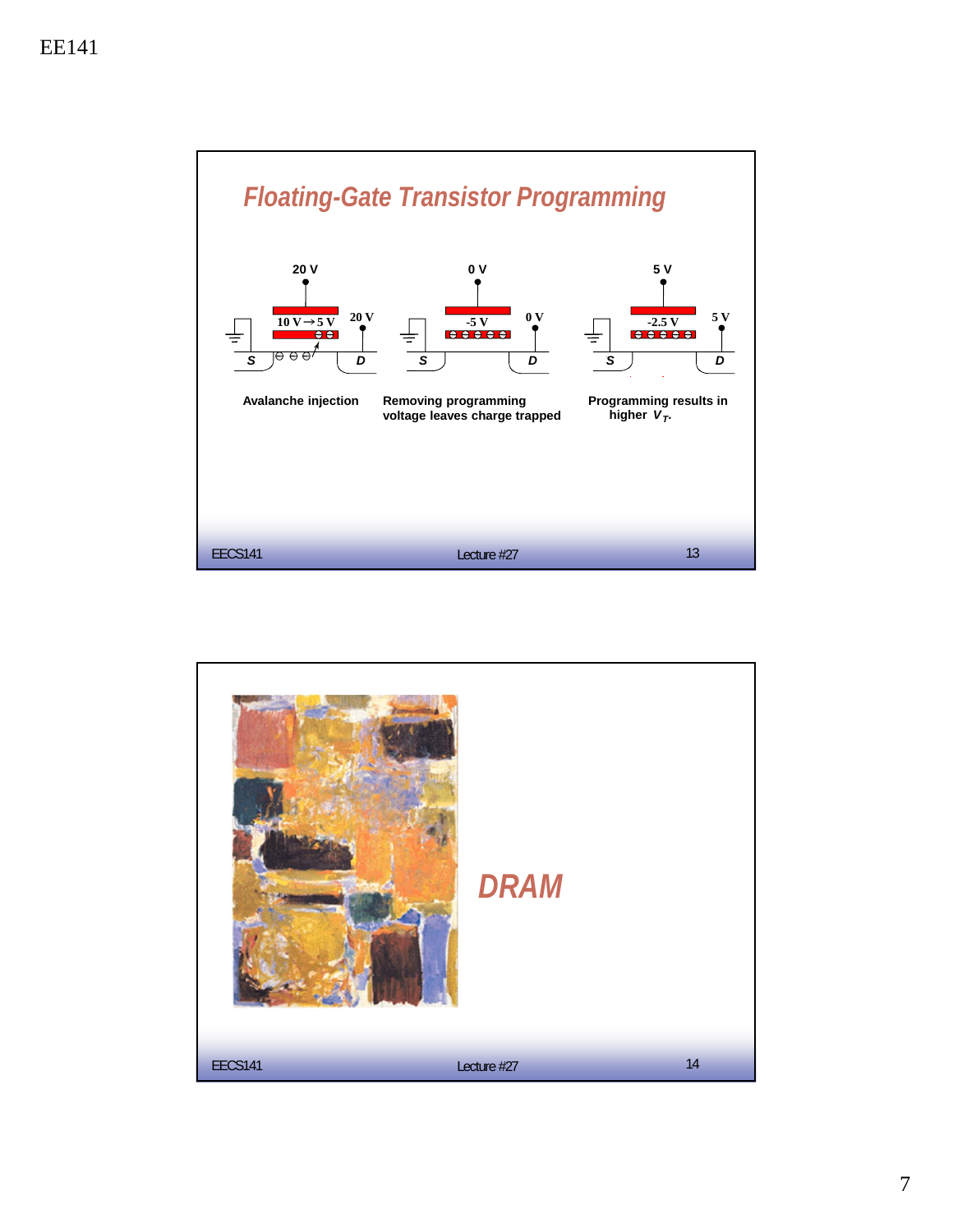## Floating-Gate Transistor Programming

20 V — 10 V → 5 V — 20 V — S — D

0 V — -5 V — 0 V — S — D

5 V — -2.5 V — 5 V — S — D

**Avalanche injection**

**Removing programming voltage leaves charge trapped**

**Programming results in higher $V_T$.**

## DRAM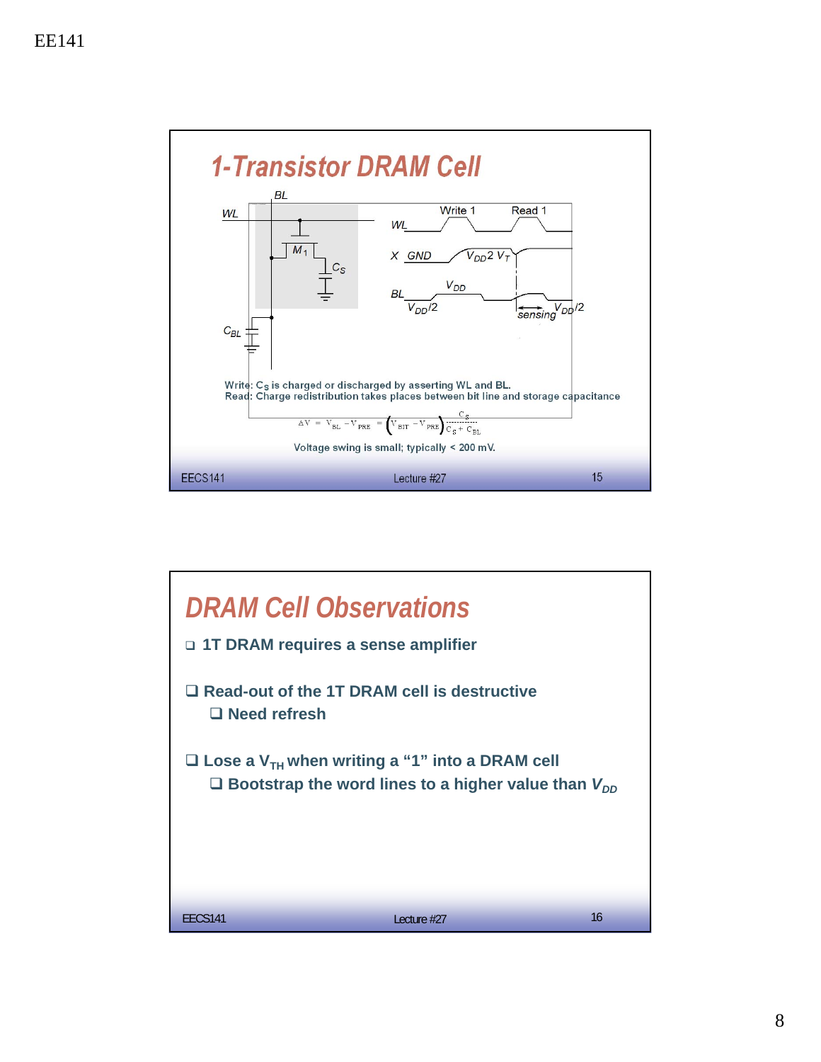## 1-Transistor DRAM Cell

Write: $C_S$ is charged or discharged by asserting WL and BL.
Read: Charge redistribution takes places between bit line and storage capacitance

$$\Delta V = V_{BL} - V_{PRE} = \left(V_{BIT} - V_{PRE}\right)\frac{C_S}{C_S + C_{BL}}$$

Voltage swing is small; typically < 200 mV.

## DRAM Cell Observations

- 1T DRAM requires a sense amplifier
- Read-out of the 1T DRAM cell is destructive
  - Need refresh
- Lose a $V_{TH}$ when writing a "1" into a DRAM cell
  - Bootstrap the word lines to a higher value than $V_{DD}$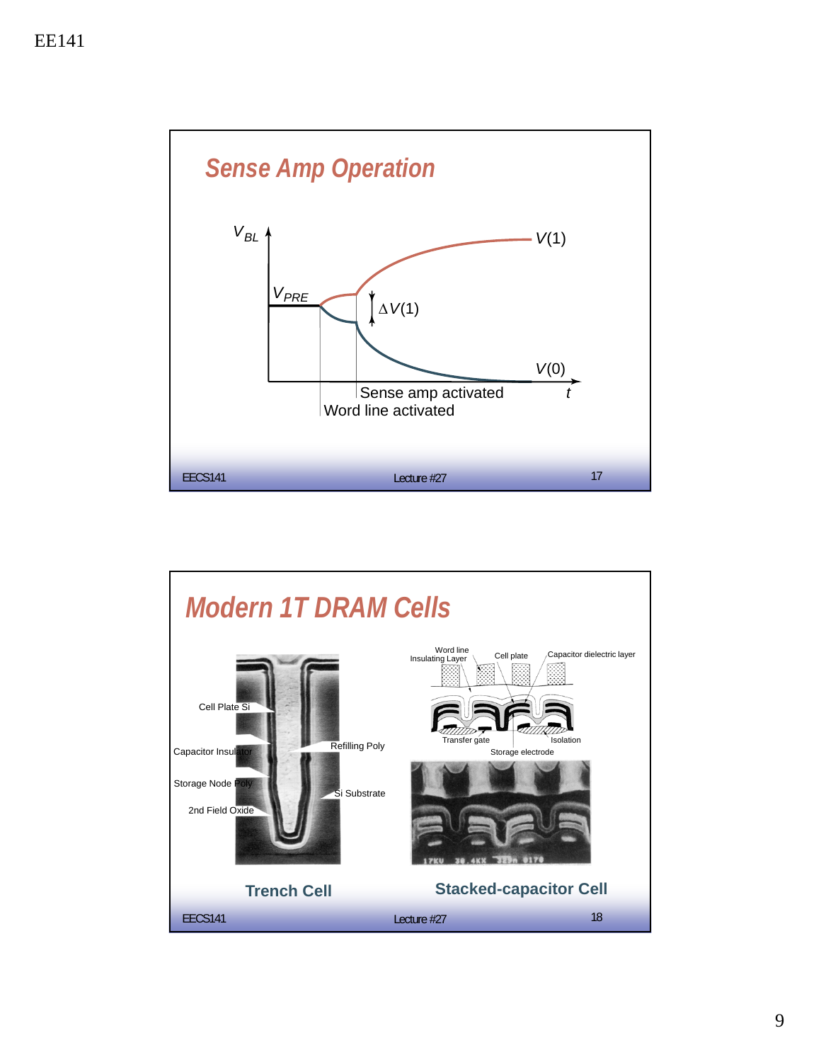## Sense Amp Operation

$V_{BL}$

$V_{PRE}$

$\Delta V(1)$

$V(1)$

$V(0)$

Sense amp activated

Word line activated

$t$

## Modern 1T DRAM Cells

Cell Plate Si

Capacitor Insulator

Storage Node Poly

2nd Field Oxide

Refilling Poly

Si Substrate

**Trench Cell**

Word line

Insulating Layer

Cell plate

Capacitor dielectric layer

Transfer gate

Isolation

Storage electrode

**Stacked-capacitor Cell**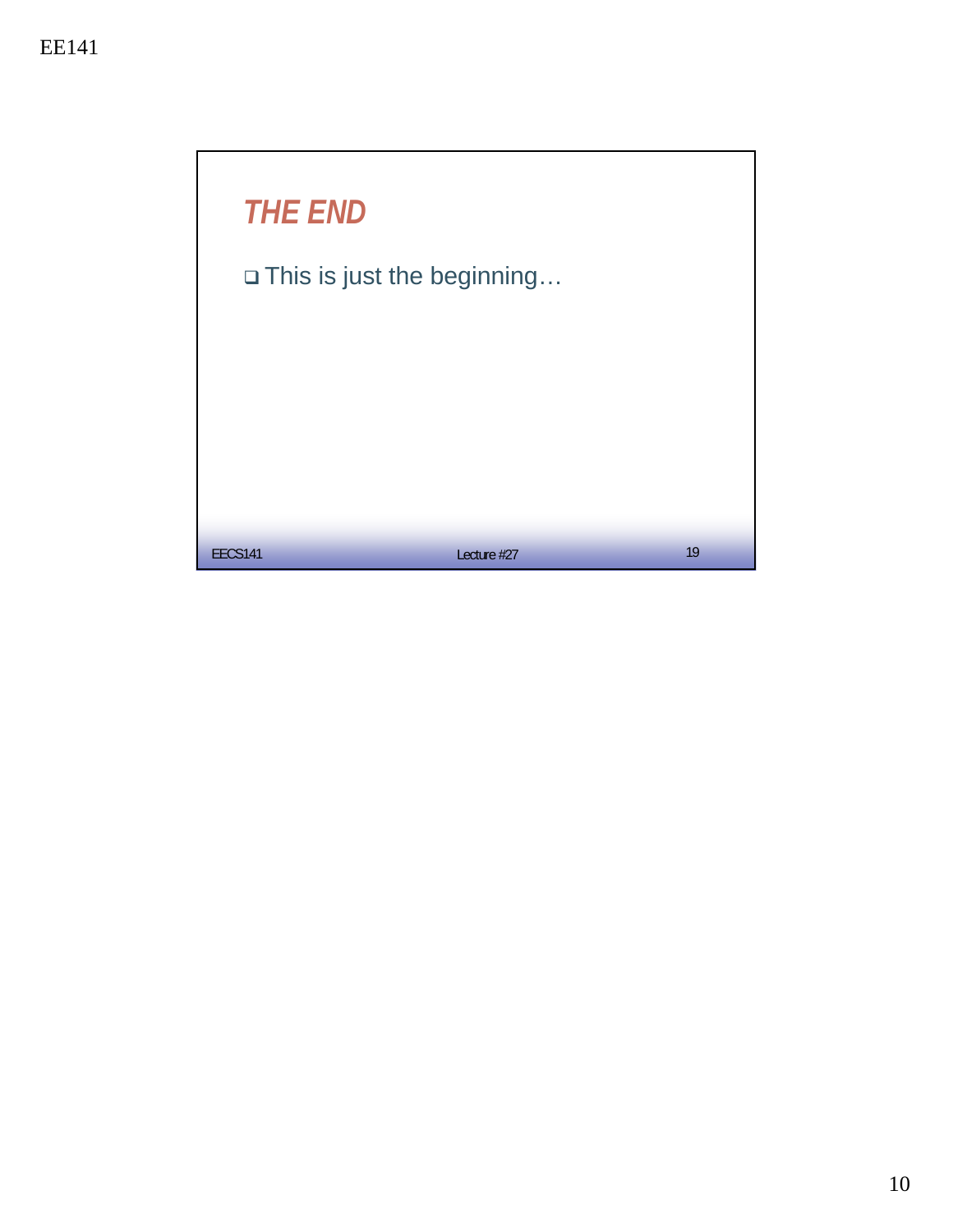## *THE END*

- This is just the beginning…